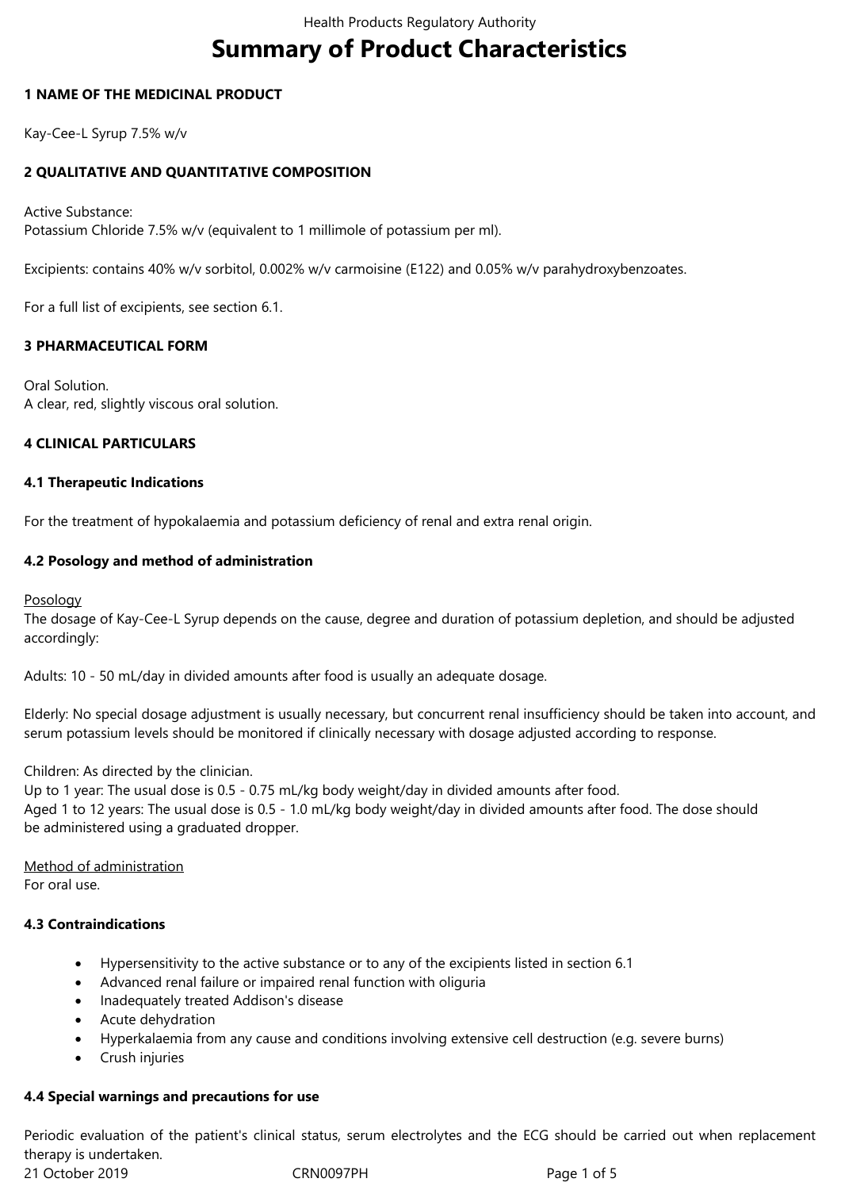# Summary of Product Characteristics

## 1 NAME OF THE MEDICINAL PRODUCT

Kay-Cee-L Syrup 7.5% w/v

## 2 QUALITATIVE AND QUANTITATIVE COMPOSITION

Active Substance:
Potassium Chloride 7.5% w/v (equivalent to 1 millimole of potassium per ml).

Excipients: contains 40% w/v sorbitol, 0.002% w/v carmoisine (E122) and 0.05% w/v parahydroxybenzoates.

For a full list of excipients, see section 6.1.

## 3 PHARMACEUTICAL FORM

Oral Solution.
A clear, red, slightly viscous oral solution.

## 4 CLINICAL PARTICULARS

### 4.1 Therapeutic Indications

For the treatment of hypokalaemia and potassium deficiency of renal and extra renal origin.

### 4.2 Posology and method of administration

Posology
The dosage of Kay-Cee-L Syrup depends on the cause, degree and duration of potassium depletion, and should be adjusted accordingly:

Adults: 10 - 50 mL/day in divided amounts after food is usually an adequate dosage.

Elderly: No special dosage adjustment is usually necessary, but concurrent renal insufficiency should be taken into account, and serum potassium levels should be monitored if clinically necessary with dosage adjusted according to response.

Children: As directed by the clinician.
Up to 1 year: The usual dose is 0.5 - 0.75 mL/kg body weight/day in divided amounts after food.
Aged 1 to 12 years: The usual dose is 0.5 - 1.0 mL/kg body weight/day in divided amounts after food. The dose should be administered using a graduated dropper.

Method of administration
For oral use.

### 4.3 Contraindications

- Hypersensitivity to the active substance or to any of the excipients listed in section 6.1
- Advanced renal failure or impaired renal function with oliguria
- Inadequately treated Addison's disease
- Acute dehydration
- Hyperkalaemia from any cause and conditions involving extensive cell destruction (e.g. severe burns)
- Crush injuries

### 4.4 Special warnings and precautions for use

Periodic evaluation of the patient's clinical status, serum electrolytes and the ECG should be carried out when replacement therapy is undertaken.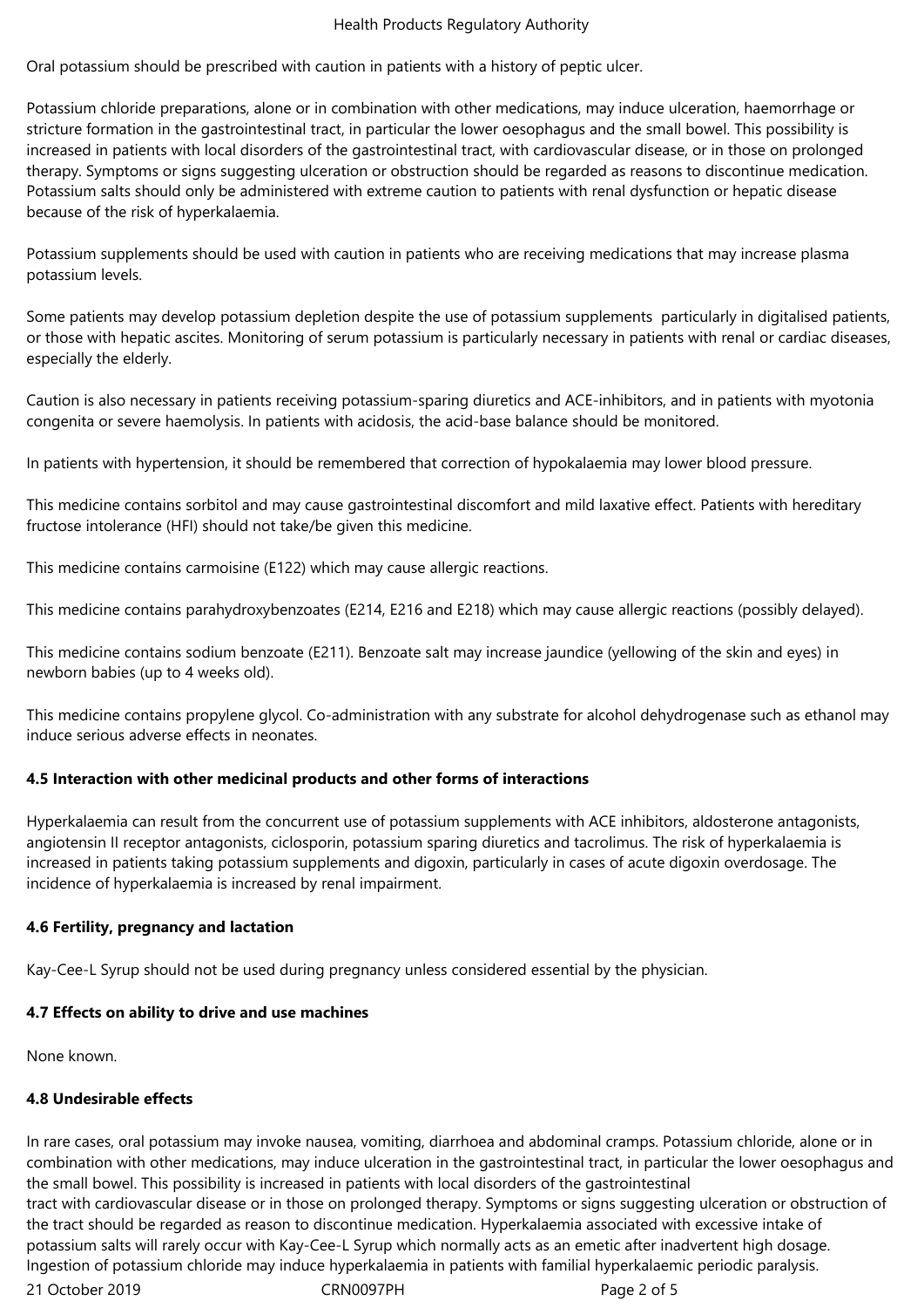Oral potassium should be prescribed with caution in patients with a history of peptic ulcer.

Potassium chloride preparations, alone or in combination with other medications, may induce ulceration, haemorrhage or stricture formation in the gastrointestinal tract, in particular the lower oesophagus and the small bowel. This possibility is increased in patients with local disorders of the gastrointestinal tract, with cardiovascular disease, or in those on prolonged therapy. Symptoms or signs suggesting ulceration or obstruction should be regarded as reasons to discontinue medication. Potassium salts should only be administered with extreme caution to patients with renal dysfunction or hepatic disease because of the risk of hyperkalaemia.

Potassium supplements should be used with caution in patients who are receiving medications that may increase plasma potassium levels.

Some patients may develop potassium depletion despite the use of potassium supplements particularly in digitalised patients, or those with hepatic ascites. Monitoring of serum potassium is particularly necessary in patients with renal or cardiac diseases, especially the elderly.

Caution is also necessary in patients receiving potassium-sparing diuretics and ACE-inhibitors, and in patients with myotonia congenita or severe haemolysis. In patients with acidosis, the acid-base balance should be monitored.

In patients with hypertension, it should be remembered that correction of hypokalaemia may lower blood pressure.

This medicine contains sorbitol and may cause gastrointestinal discomfort and mild laxative effect. Patients with hereditary fructose intolerance (HFI) should not take/be given this medicine.

This medicine contains carmoisine (E122) which may cause allergic reactions.

This medicine contains parahydroxybenzoates (E214, E216 and E218) which may cause allergic reactions (possibly delayed).

This medicine contains sodium benzoate (E211). Benzoate salt may increase jaundice (yellowing of the skin and eyes) in newborn babies (up to 4 weeks old).

This medicine contains propylene glycol. Co-administration with any substrate for alcohol dehydrogenase such as ethanol may induce serious adverse effects in neonates.

### 4.5 Interaction with other medicinal products and other forms of interactions

Hyperkalaemia can result from the concurrent use of potassium supplements with ACE inhibitors, aldosterone antagonists, angiotensin II receptor antagonists, ciclosporin, potassium sparing diuretics and tacrolimus. The risk of hyperkalaemia is increased in patients taking potassium supplements and digoxin, particularly in cases of acute digoxin overdosage. The incidence of hyperkalaemia is increased by renal impairment.

### 4.6 Fertility, pregnancy and lactation

Kay-Cee-L Syrup should not be used during pregnancy unless considered essential by the physician.

### 4.7 Effects on ability to drive and use machines

None known.

### 4.8 Undesirable effects

In rare cases, oral potassium may invoke nausea, vomiting, diarrhoea and abdominal cramps. Potassium chloride, alone or in combination with other medications, may induce ulceration in the gastrointestinal tract, in particular the lower oesophagus and the small bowel. This possibility is increased in patients with local disorders of the gastrointestinal tract with cardiovascular disease or in those on prolonged therapy. Symptoms or signs suggesting ulceration or obstruction of the tract should be regarded as reason to discontinue medication. Hyperkalaemia associated with excessive intake of potassium salts will rarely occur with Kay-Cee-L Syrup which normally acts as an emetic after inadvertent high dosage. Ingestion of potassium chloride may induce hyperkalaemia in patients with familial hyperkalaemic periodic paralysis.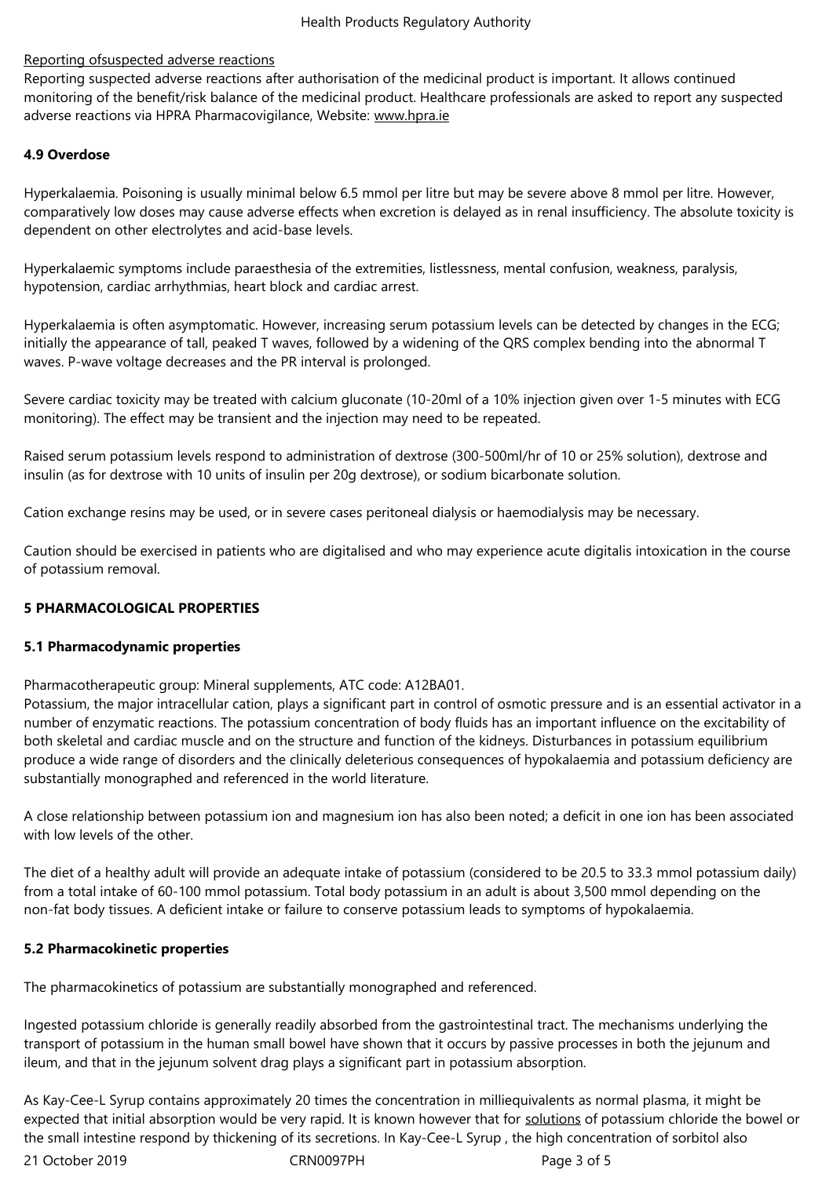Reporting ofsuspected adverse reactions

Reporting suspected adverse reactions after authorisation of the medicinal product is important. It allows continued monitoring of the benefit/risk balance of the medicinal product. Healthcare professionals are asked to report any suspected adverse reactions via HPRA Pharmacovigilance, Website: www.hpra.ie

### 4.9 Overdose

Hyperkalaemia. Poisoning is usually minimal below 6.5 mmol per litre but may be severe above 8 mmol per litre. However, comparatively low doses may cause adverse effects when excretion is delayed as in renal insufficiency. The absolute toxicity is dependent on other electrolytes and acid-base levels.

Hyperkalaemic symptoms include paraesthesia of the extremities, listlessness, mental confusion, weakness, paralysis, hypotension, cardiac arrhythmias, heart block and cardiac arrest.

Hyperkalaemia is often asymptomatic. However, increasing serum potassium levels can be detected by changes in the ECG; initially the appearance of tall, peaked T waves, followed by a widening of the QRS complex bending into the abnormal T waves. P-wave voltage decreases and the PR interval is prolonged.

Severe cardiac toxicity may be treated with calcium gluconate (10-20ml of a 10% injection given over 1-5 minutes with ECG monitoring). The effect may be transient and the injection may need to be repeated.

Raised serum potassium levels respond to administration of dextrose (300-500ml/hr of 10 or 25% solution), dextrose and insulin (as for dextrose with 10 units of insulin per 20g dextrose), or sodium bicarbonate solution.

Cation exchange resins may be used, or in severe cases peritoneal dialysis or haemodialysis may be necessary.

Caution should be exercised in patients who are digitalised and who may experience acute digitalis intoxication in the course of potassium removal.

## 5 PHARMACOLOGICAL PROPERTIES

### 5.1 Pharmacodynamic properties

Pharmacotherapeutic group: Mineral supplements, ATC code: A12BA01.
Potassium, the major intracellular cation, plays a significant part in control of osmotic pressure and is an essential activator in a number of enzymatic reactions. The potassium concentration of body fluids has an important influence on the excitability of both skeletal and cardiac muscle and on the structure and function of the kidneys. Disturbances in potassium equilibrium produce a wide range of disorders and the clinically deleterious consequences of hypokalaemia and potassium deficiency are substantially monographed and referenced in the world literature.

A close relationship between potassium ion and magnesium ion has also been noted; a deficit in one ion has been associated with low levels of the other.

The diet of a healthy adult will provide an adequate intake of potassium (considered to be 20.5 to 33.3 mmol potassium daily) from a total intake of 60-100 mmol potassium. Total body potassium in an adult is about 3,500 mmol depending on the non-fat body tissues. A deficient intake or failure to conserve potassium leads to symptoms of hypokalaemia.

### 5.2 Pharmacokinetic properties

The pharmacokinetics of potassium are substantially monographed and referenced.

Ingested potassium chloride is generally readily absorbed from the gastrointestinal tract. The mechanisms underlying the transport of potassium in the human small bowel have shown that it occurs by passive processes in both the jejunum and ileum, and that in the jejunum solvent drag plays a significant part in potassium absorption.

As Kay-Cee-L Syrup contains approximately 20 times the concentration in milliequivalents as normal plasma, it might be expected that initial absorption would be very rapid. It is known however that for solutions of potassium chloride the bowel or the small intestine respond by thickening of its secretions. In Kay-Cee-L Syrup , the high concentration of sorbitol also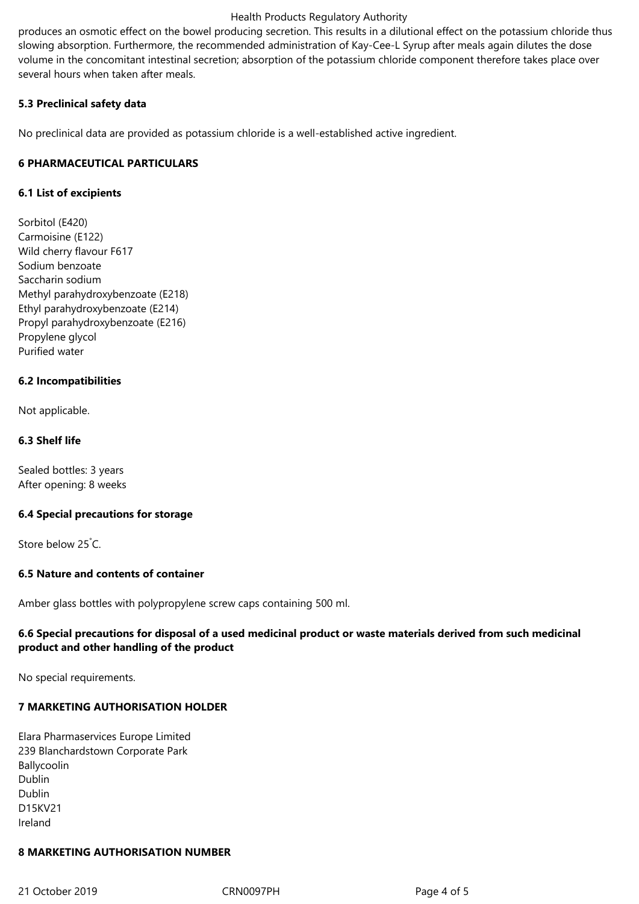produces an osmotic effect on the bowel producing secretion. This results in a dilutional effect on the potassium chloride thus slowing absorption. Furthermore, the recommended administration of Kay-Cee-L Syrup after meals again dilutes the dose volume in the concomitant intestinal secretion; absorption of the potassium chloride component therefore takes place over several hours when taken after meals.

### 5.3 Preclinical safety data

No preclinical data are provided as potassium chloride is a well-established active ingredient.

## 6 PHARMACEUTICAL PARTICULARS

### 6.1 List of excipients

Sorbitol (E420)
Carmoisine (E122)
Wild cherry flavour F617
Sodium benzoate
Saccharin sodium
Methyl parahydroxybenzoate (E218)
Ethyl parahydroxybenzoate (E214)
Propyl parahydroxybenzoate (E216)
Propylene glycol
Purified water

### 6.2 Incompatibilities

Not applicable.

### 6.3 Shelf life

Sealed bottles: 3 years
After opening: 8 weeks

### 6.4 Special precautions for storage

Store below 25˚C.

### 6.5 Nature and contents of container

Amber glass bottles with polypropylene screw caps containing 500 ml.

### 6.6 Special precautions for disposal of a used medicinal product or waste materials derived from such medicinal product and other handling of the product

No special requirements.

## 7 MARKETING AUTHORISATION HOLDER

Elara Pharmaservices Europe Limited
239 Blanchardstown Corporate Park
Ballycoolin
Dublin
Dublin
D15KV21
Ireland

## 8 MARKETING AUTHORISATION NUMBER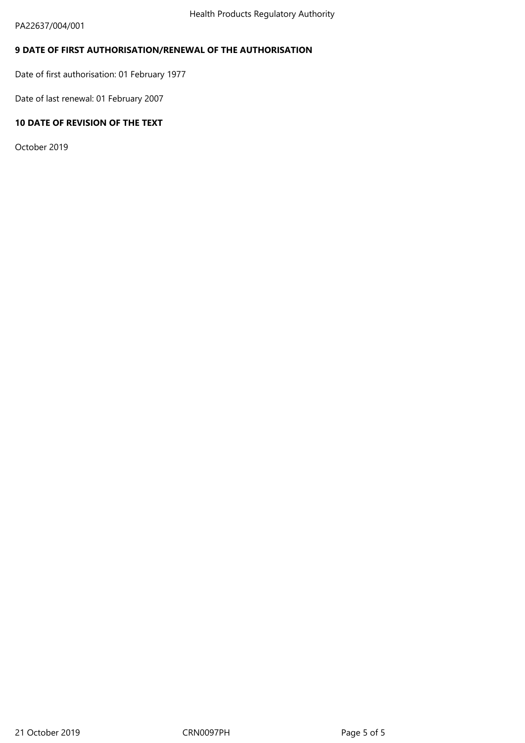## 9 DATE OF FIRST AUTHORISATION/RENEWAL OF THE AUTHORISATION

Date of first authorisation: 01 February 1977

Date of last renewal: 01 February 2007

## 10 DATE OF REVISION OF THE TEXT

October 2019